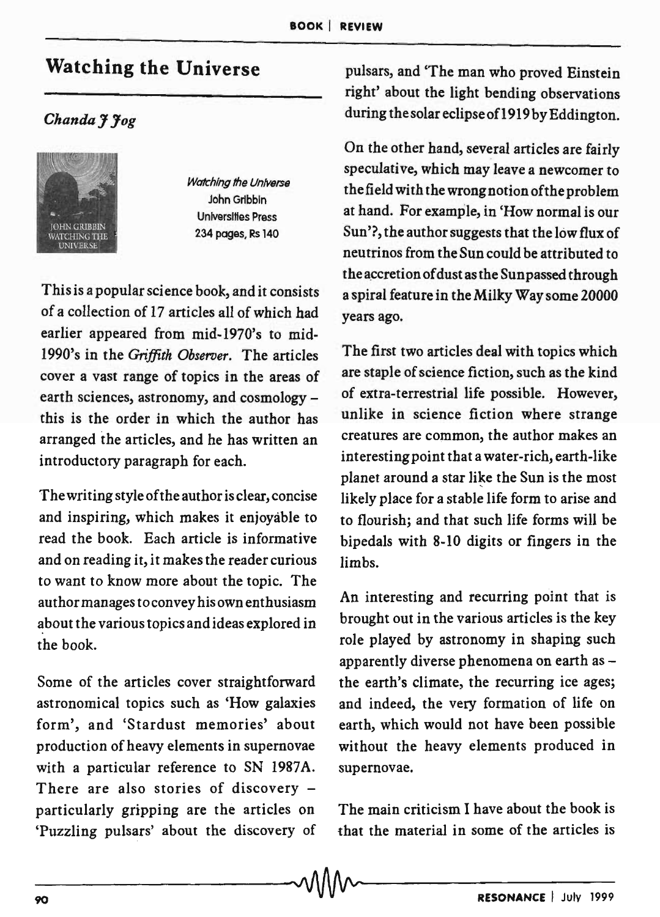# Watching the Universe

*Chanda J Jog*

*Watching the Universe*
John Gribbin
Universities Press
234 pages, Rs 140

This is a popular science book, and it consists of a collection of 17 articles all of which had earlier appeared from mid-1970's to mid-1990's in the *Griffith Observer*. The articles cover a vast range of topics in the areas of earth sciences, astronomy, and cosmology – this is the order in which the author has arranged the articles, and he has written an introductory paragraph for each.

The writing style of the author is clear, concise and inspiring, which makes it enjoyable to read the book. Each article is informative and on reading it, it makes the reader curious to want to know more about the topic. The author manages to convey his own enthusiasm about the various topics and ideas explored in the book.

Some of the articles cover straightforward astronomical topics such as 'How galaxies form', and 'Stardust memories' about production of heavy elements in supernovae with a particular reference to SN 1987A. There are also stories of discovery – particularly gripping are the articles on 'Puzzling pulsars' about the discovery of pulsars, and 'The man who proved Einstein right' about the light bending observations during the solar eclipse of 1919 by Eddington.

On the other hand, several articles are fairly speculative, which may leave a newcomer to the field with the wrong notion of the problem at hand. For example, in 'How normal is our Sun'?, the author suggests that the low flux of neutrinos from the Sun could be attributed to the accretion of dust as the Sun passed through a spiral feature in the Milky Way some 20000 years ago.

The first two articles deal with topics which are staple of science fiction, such as the kind of extra-terrestrial life possible. However, unlike in science fiction where strange creatures are common, the author makes an interesting point that a water-rich, earth-like planet around a star like the Sun is the most likely place for a stable life form to arise and to flourish; and that such life forms will be bipedals with 8-10 digits or fingers in the limbs.

An interesting and recurring point that is brought out in the various articles is the key role played by astronomy in shaping such apparently diverse phenomena on earth as – the earth's climate, the recurring ice ages; and indeed, the very formation of life on earth, which would not have been possible without the heavy elements produced in supernovae.

The main criticism I have about the book is that the material in some of the articles is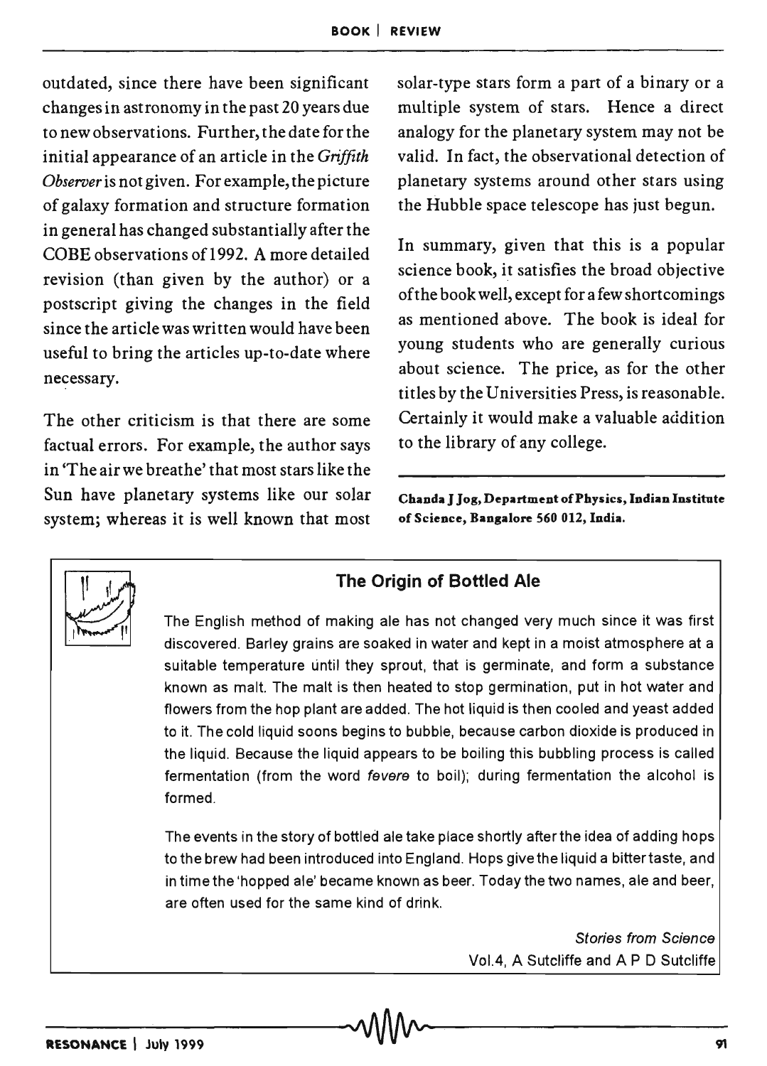outdated, since there have been significant changes in astronomy in the past 20 years due to new observations. Further, the date for the initial appearance of an article in the *Griffith Observer* is not given. For example, the picture of galaxy formation and structure formation in general has changed substantially after the COBE observations of 1992. A more detailed revision (than given by the author) or a postscript giving the changes in the field since the article was written would have been useful to bring the articles up-to-date where necessary.

The other criticism is that there are some factual errors. For example, the author says in 'The air we breathe' that most stars like the Sun have planetary systems like our solar system; whereas it is well known that most solar-type stars form a part of a binary or a multiple system of stars. Hence a direct analogy for the planetary system may not be valid. In fact, the observational detection of planetary systems around other stars using the Hubble space telescope has just begun.

In summary, given that this is a popular science book, it satisfies the broad objective of the book well, except for a few shortcomings as mentioned above. The book is ideal for young students who are generally curious about science. The price, as for the other titles by the Universities Press, is reasonable. Certainly it would make a valuable addition to the library of any college.

**Chanda J Jog, Department of Physics, Indian Institute of Science, Bangalore 560 012, India.**

### The Origin of Bottled Ale

The English method of making ale has not changed very much since it was first discovered. Barley grains are soaked in water and kept in a moist atmosphere at a suitable temperature until they sprout, that is germinate, and form a substance known as malt. The malt is then heated to stop germination, put in hot water and flowers from the hop plant are added. The hot liquid is then cooled and yeast added to it. The cold liquid soons begins to bubble, because carbon dioxide is produced in the liquid. Because the liquid appears to be boiling this bubbling process is called fermentation (from the word *fevere* to boil); during fermentation the alcohol is formed.

The events in the story of bottled ale take place shortly after the idea of adding hops to the brew had been introduced into England. Hops give the liquid a bitter taste, and in time the 'hopped ale' became known as beer. Today the two names, ale and beer, are often used for the same kind of drink.

*Stories from Science*
Vol.4, A Sutcliffe and A P D Sutcliffe